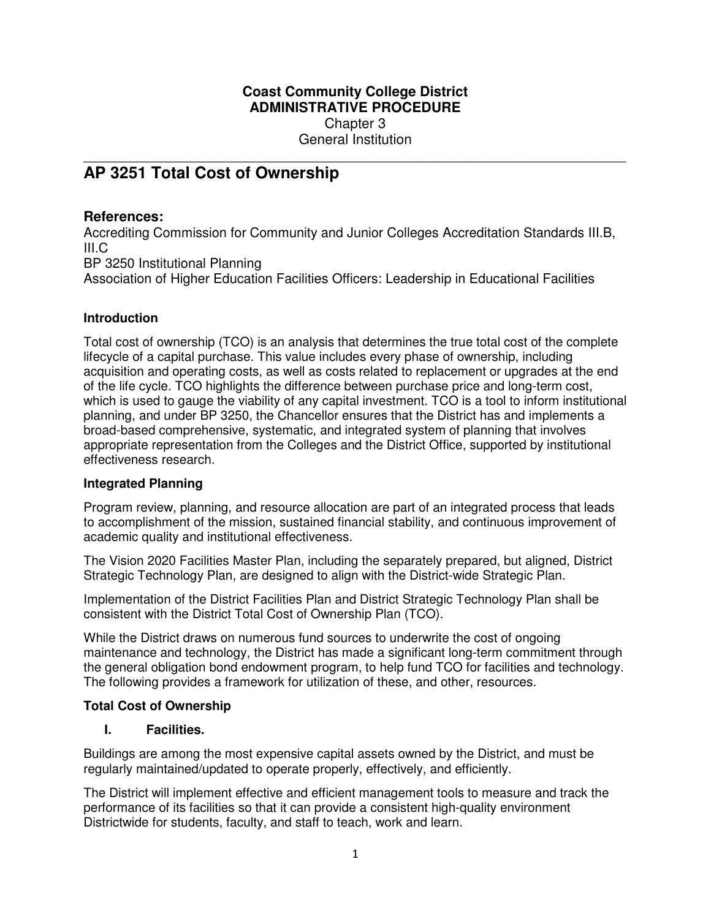**Coast Community College District**
**ADMINISTRATIVE PROCEDURE**
Chapter 3
General Institution

# AP 3251 Total Cost of Ownership

## References:

Accrediting Commission for Community and Junior Colleges Accreditation Standards III.B, III.C
BP 3250 Institutional Planning
Association of Higher Education Facilities Officers: Leadership in Educational Facilities

### Introduction

Total cost of ownership (TCO) is an analysis that determines the true total cost of the complete lifecycle of a capital purchase. This value includes every phase of ownership, including acquisition and operating costs, as well as costs related to replacement or upgrades at the end of the life cycle. TCO highlights the difference between purchase price and long-term cost, which is used to gauge the viability of any capital investment. TCO is a tool to inform institutional planning, and under BP 3250, the Chancellor ensures that the District has and implements a broad-based comprehensive, systematic, and integrated system of planning that involves appropriate representation from the Colleges and the District Office, supported by institutional effectiveness research.

### Integrated Planning

Program review, planning, and resource allocation are part of an integrated process that leads to accomplishment of the mission, sustained financial stability, and continuous improvement of academic quality and institutional effectiveness.

The Vision 2020 Facilities Master Plan, including the separately prepared, but aligned, District Strategic Technology Plan, are designed to align with the District-wide Strategic Plan.

Implementation of the District Facilities Plan and District Strategic Technology Plan shall be consistent with the District Total Cost of Ownership Plan (TCO).

While the District draws on numerous fund sources to underwrite the cost of ongoing maintenance and technology, the District has made a significant long-term commitment through the general obligation bond endowment program, to help fund TCO for facilities and technology. The following provides a framework for utilization of these, and other, resources.

### Total Cost of Ownership

#### I. Facilities.

Buildings are among the most expensive capital assets owned by the District, and must be regularly maintained/updated to operate properly, effectively, and efficiently.

The District will implement effective and efficient management tools to measure and track the performance of its facilities so that it can provide a consistent high-quality environment Districtwide for students, faculty, and staff to teach, work and learn.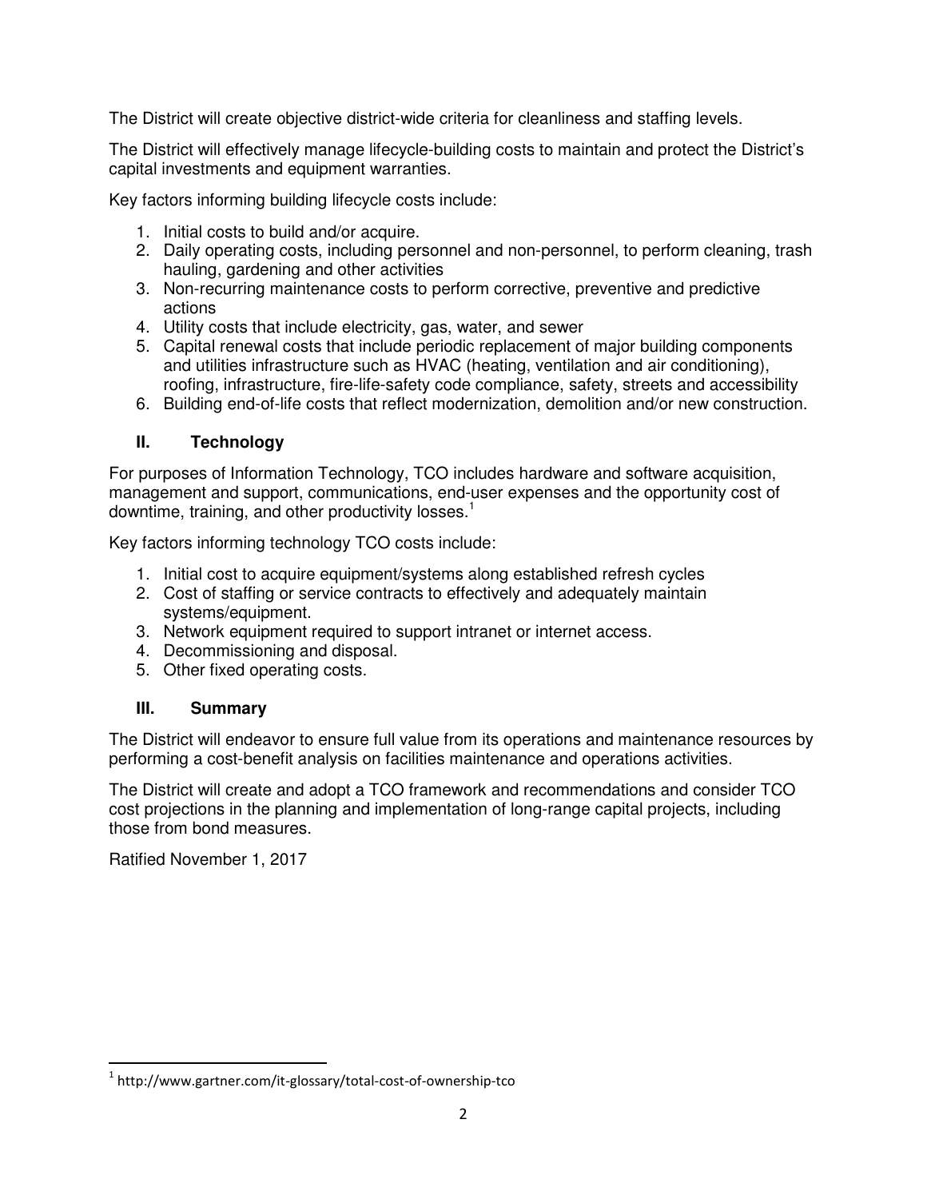The District will create objective district-wide criteria for cleanliness and staffing levels.

The District will effectively manage lifecycle-building costs to maintain and protect the District's capital investments and equipment warranties.

Key factors informing building lifecycle costs include:

1. Initial costs to build and/or acquire.
2. Daily operating costs, including personnel and non-personnel, to perform cleaning, trash hauling, gardening and other activities
3. Non-recurring maintenance costs to perform corrective, preventive and predictive actions
4. Utility costs that include electricity, gas, water, and sewer
5. Capital renewal costs that include periodic replacement of major building components and utilities infrastructure such as HVAC (heating, ventilation and air conditioning), roofing, infrastructure, fire-life-safety code compliance, safety, streets and accessibility
6. Building end-of-life costs that reflect modernization, demolition and/or new construction.

## II. Technology

For purposes of Information Technology, TCO includes hardware and software acquisition, management and support, communications, end-user expenses and the opportunity cost of downtime, training, and other productivity losses.[1]

Key factors informing technology TCO costs include:

1. Initial cost to acquire equipment/systems along established refresh cycles
2. Cost of staffing or service contracts to effectively and adequately maintain systems/equipment.
3. Network equipment required to support intranet or internet access.
4. Decommissioning and disposal.
5. Other fixed operating costs.

## III. Summary

The District will endeavor to ensure full value from its operations and maintenance resources by performing a cost-benefit analysis on facilities maintenance and operations activities.

The District will create and adopt a TCO framework and recommendations and consider TCO cost projections in the planning and implementation of long-range capital projects, including those from bond measures.

Ratified November 1, 2017

---

[1] http://www.gartner.com/it-glossary/total-cost-of-ownership-tco